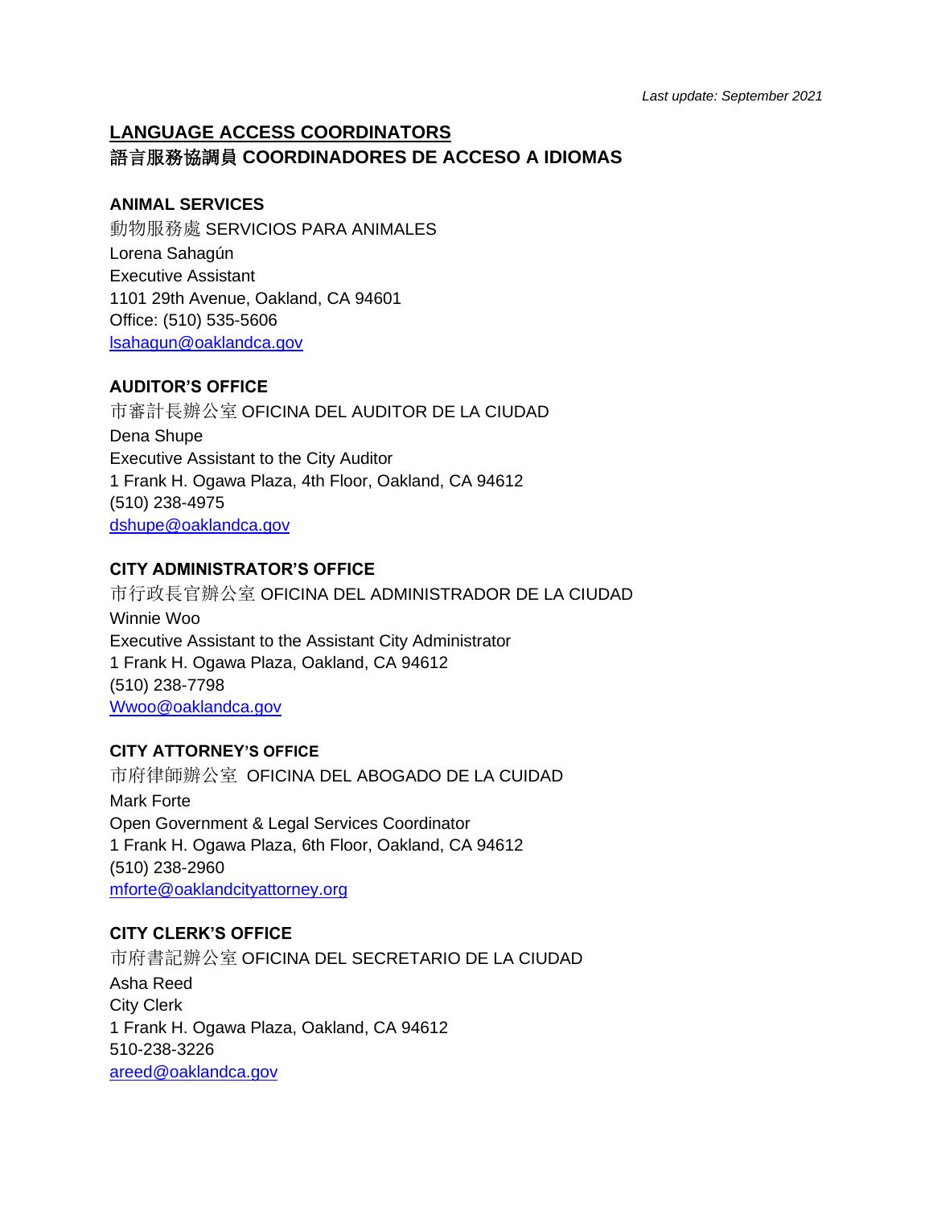*Last update: September 2021*

## LANGUAGE ACCESS COORDINATORS
## 語言服務協調員 COORDINADORES DE ACCESO A IDIOMAS

**ANIMAL SERVICES**

動物服務處 SERVICIOS PARA ANIMALES
Lorena Sahagún
Executive Assistant
1101 29th Avenue, Oakland, CA 94601
Office: (510) 535-5606
lsahagun@oaklandca.gov

**AUDITOR'S OFFICE**

市審計長辦公室 OFICINA DEL AUDITOR DE LA CIUDAD
Dena Shupe
Executive Assistant to the City Auditor
1 Frank H. Ogawa Plaza, 4th Floor, Oakland, CA 94612
(510) 238-4975
dshupe@oaklandca.gov

**CITY ADMINISTRATOR'S OFFICE**

市行政長官辦公室 OFICINA DEL ADMINISTRADOR DE LA CIUDAD
Winnie Woo
Executive Assistant to the Assistant City Administrator
1 Frank H. Ogawa Plaza, Oakland, CA 94612
(510) 238-7798
Wwoo@oaklandca.gov

**CITY ATTORNEY'S OFFICE**

市府律師辦公室 OFICINA DEL ABOGADO DE LA CUIDAD
Mark Forte
Open Government & Legal Services Coordinator
1 Frank H. Ogawa Plaza, 6th Floor, Oakland, CA 94612
(510) 238-2960
mforte@oaklandcityattorney.org

**CITY CLERK'S OFFICE**

市府書記辦公室 OFICINA DEL SECRETARIO DE LA CIUDAD
Asha Reed
City Clerk
1 Frank H. Ogawa Plaza, Oakland, CA 94612
510-238-3226
areed@oaklandca.gov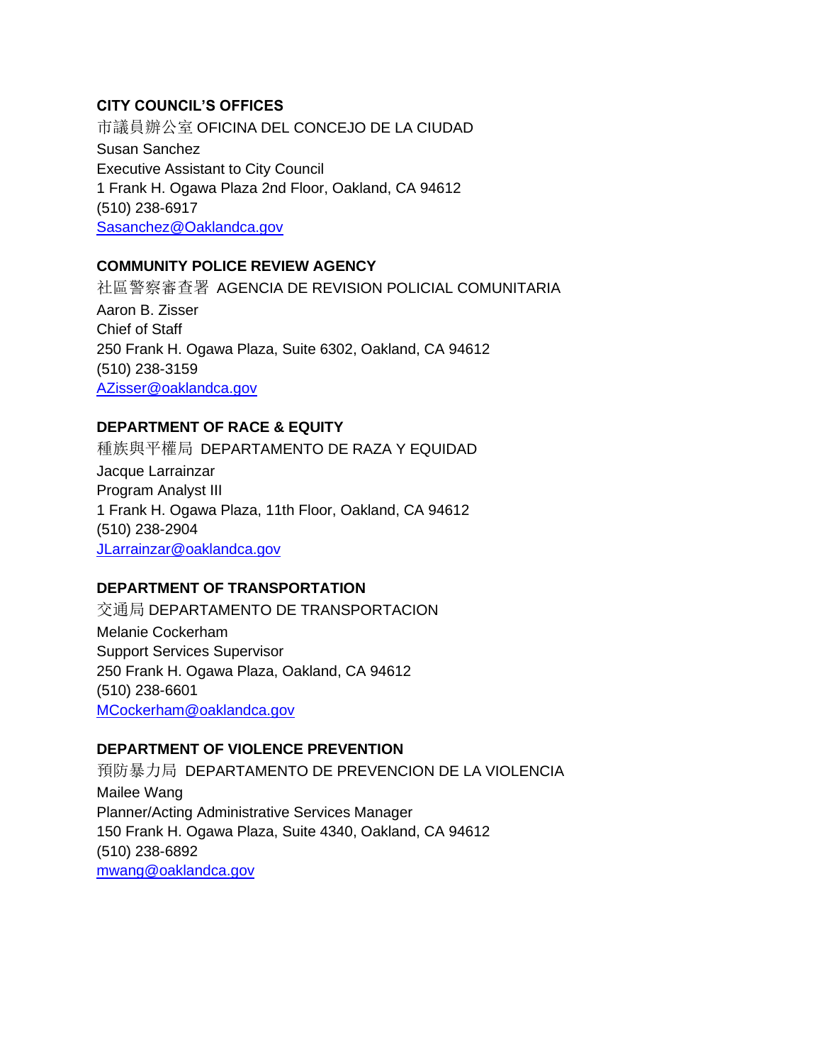**CITY COUNCIL'S OFFICES**

市議員辦公室 OFICINA DEL CONCEJO DE LA CIUDAD
Susan Sanchez
Executive Assistant to City Council
1 Frank H. Ogawa Plaza 2nd Floor, Oakland, CA 94612
(510) 238-6917
Sasanchez@Oaklandca.gov

**COMMUNITY POLICE REVIEW AGENCY**

社區警察審查署 AGENCIA DE REVISION POLICIAL COMUNITARIA
Aaron B. Zisser
Chief of Staff
250 Frank H. Ogawa Plaza, Suite 6302, Oakland, CA 94612
(510) 238-3159
AZisser@oaklandca.gov

**DEPARTMENT OF RACE & EQUITY**

種族與平權局 DEPARTAMENTO DE RAZA Y EQUIDAD
Jacque Larrainzar
Program Analyst III
1 Frank H. Ogawa Plaza, 11th Floor, Oakland, CA 94612
(510) 238-2904
JLarrainzar@oaklandca.gov

**DEPARTMENT OF TRANSPORTATION**

交通局 DEPARTAMENTO DE TRANSPORTACION
Melanie Cockerham
Support Services Supervisor
250 Frank H. Ogawa Plaza, Oakland, CA 94612
(510) 238-6601
MCockerham@oaklandca.gov

**DEPARTMENT OF VIOLENCE PREVENTION**

預防暴力局 DEPARTAMENTO DE PREVENCION DE LA VIOLENCIA
Mailee Wang
Planner/Acting Administrative Services Manager
150 Frank H. Ogawa Plaza, Suite 4340, Oakland, CA 94612
(510) 238-6892
mwang@oaklandca.gov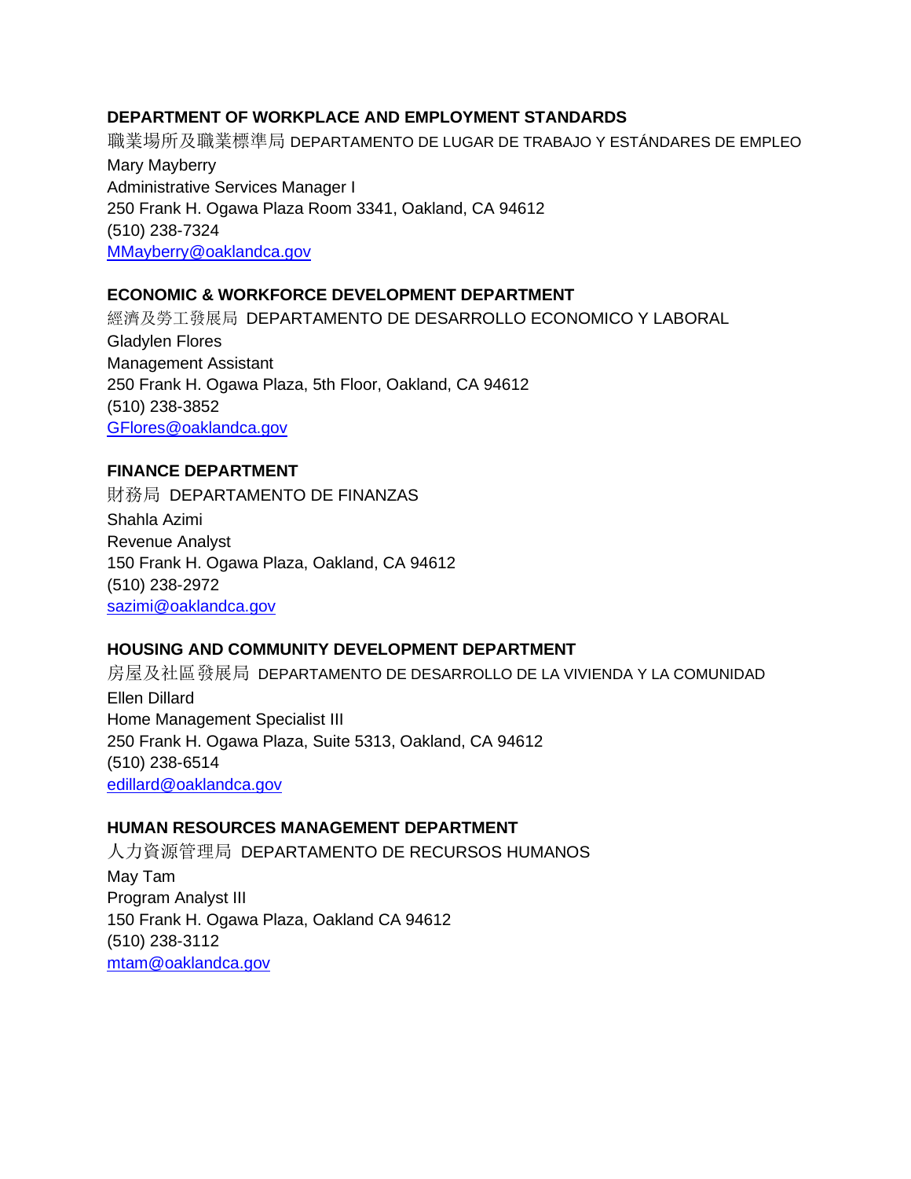**DEPARTMENT OF WORKPLACE AND EMPLOYMENT STANDARDS**
職業場所及職業標準局 DEPARTAMENTO DE LUGAR DE TRABAJO Y ESTÁNDARES DE EMPLEO
Mary Mayberry
Administrative Services Manager I
250 Frank H. Ogawa Plaza Room 3341, Oakland, CA 94612
(510) 238-7324
MMayberry@oaklandca.gov

**ECONOMIC & WORKFORCE DEVELOPMENT DEPARTMENT**
經濟及勞工發展局 DEPARTAMENTO DE DESARROLLO ECONOMICO Y LABORAL
Gladylen Flores
Management Assistant
250 Frank H. Ogawa Plaza, 5th Floor, Oakland, CA 94612
(510) 238-3852
GFlores@oaklandca.gov

**FINANCE DEPARTMENT**
財務局 DEPARTAMENTO DE FINANZAS
Shahla Azimi
Revenue Analyst
150 Frank H. Ogawa Plaza, Oakland, CA 94612
(510) 238-2972
sazimi@oaklandca.gov

**HOUSING AND COMMUNITY DEVELOPMENT DEPARTMENT**
房屋及社區發展局 DEPARTAMENTO DE DESARROLLO DE LA VIVIENDA Y LA COMUNIDAD
Ellen Dillard
Home Management Specialist III
250 Frank H. Ogawa Plaza, Suite 5313, Oakland, CA 94612
(510) 238-6514
edillard@oaklandca.gov

**HUMAN RESOURCES MANAGEMENT DEPARTMENT**
人力資源管理局 DEPARTAMENTO DE RECURSOS HUMANOS
May Tam
Program Analyst III
150 Frank H. Ogawa Plaza, Oakland CA 94612
(510) 238-3112
mtam@oaklandca.gov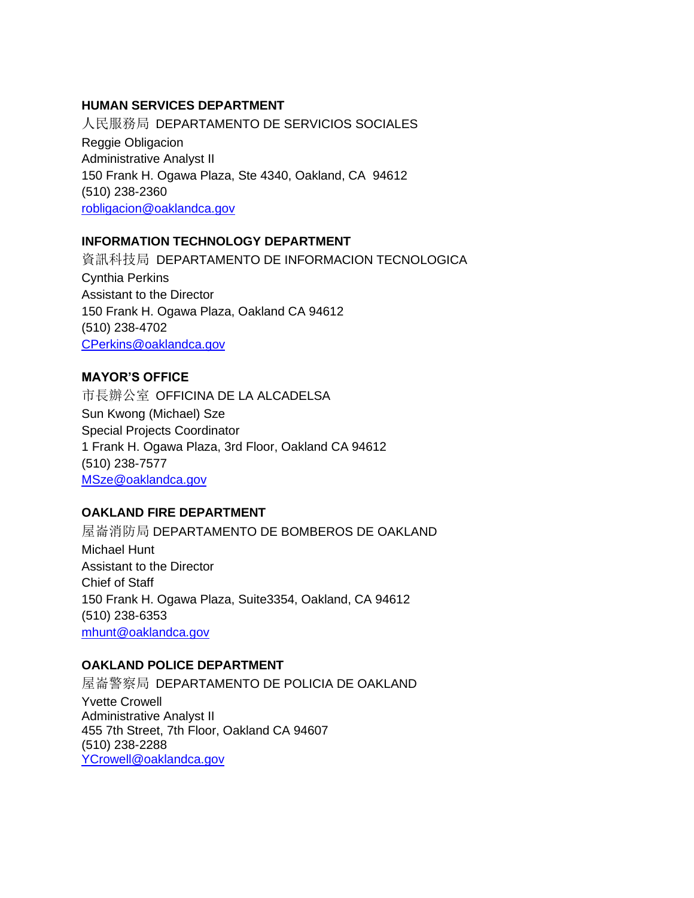**HUMAN SERVICES DEPARTMENT**
人民服務局 DEPARTAMENTO DE SERVICIOS SOCIALES
Reggie Obligacion
Administrative Analyst II
150 Frank H. Ogawa Plaza, Ste 4340, Oakland, CA 94612
(510) 238-2360
robligacion@oaklandca.gov

**INFORMATION TECHNOLOGY DEPARTMENT**
資訊科技局 DEPARTAMENTO DE INFORMACION TECNOLOGICA
Cynthia Perkins
Assistant to the Director
150 Frank H. Ogawa Plaza, Oakland CA 94612
(510) 238-4702
CPerkins@oaklandca.gov

**MAYOR'S OFFICE**
市長辦公室 OFFICINA DE LA ALCADELSA
Sun Kwong (Michael) Sze
Special Projects Coordinator
1 Frank H. Ogawa Plaza, 3rd Floor, Oakland CA 94612
(510) 238-7577
MSze@oaklandca.gov

**OAKLAND FIRE DEPARTMENT**
屋崙消防局 DEPARTAMENTO DE BOMBEROS DE OAKLAND
Michael Hunt
Assistant to the Director
Chief of Staff
150 Frank H. Ogawa Plaza, Suite3354, Oakland, CA 94612
(510) 238-6353
mhunt@oaklandca.gov

**OAKLAND POLICE DEPARTMENT**
屋崙警察局 DEPARTAMENTO DE POLICIA DE OAKLAND
Yvette Crowell
Administrative Analyst II
455 7th Street, 7th Floor, Oakland CA 94607
(510) 238-2288
YCrowell@oaklandca.gov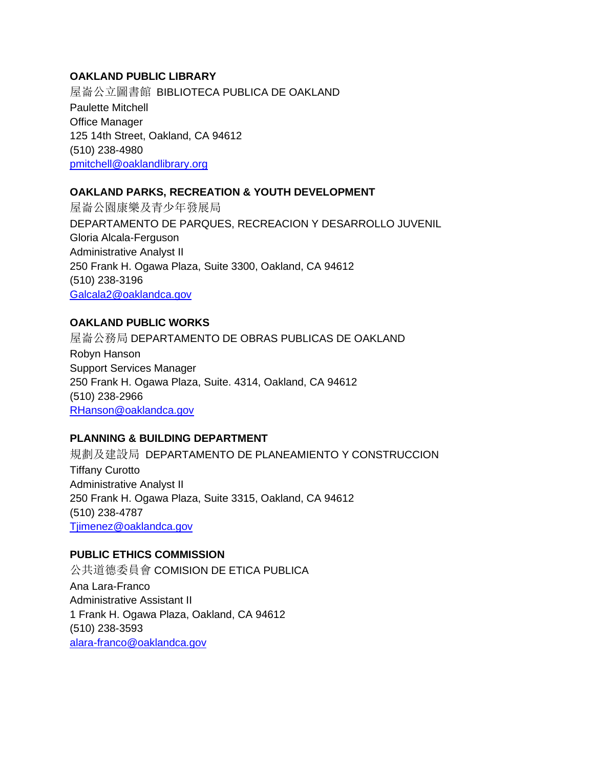**OAKLAND PUBLIC LIBRARY**
屋崙公立圖書館  BIBLIOTECA PUBLICA DE OAKLAND
Paulette Mitchell
Office Manager
125 14th Street, Oakland, CA 94612
(510) 238-4980
pmitchell@oaklandlibrary.org

**OAKLAND PARKS, RECREATION & YOUTH DEVELOPMENT**
屋崙公園康樂及青少年發展局
DEPARTAMENTO DE PARQUES, RECREACION Y DESARROLLO JUVENIL
Gloria Alcala-Ferguson
Administrative Analyst II
250 Frank H. Ogawa Plaza, Suite 3300, Oakland, CA 94612
(510) 238-3196
Galcala2@oaklandca.gov

**OAKLAND PUBLIC WORKS**
屋崙公務局 DEPARTAMENTO DE OBRAS PUBLICAS DE OAKLAND
Robyn Hanson
Support Services Manager
250 Frank H. Ogawa Plaza, Suite. 4314, Oakland, CA 94612
(510) 238-2966
RHanson@oaklandca.gov

**PLANNING & BUILDING DEPARTMENT**
規劃及建設局  DEPARTAMENTO DE PLANEAMIENTO Y CONSTRUCCION
Tiffany Curotto
Administrative Analyst II
250 Frank H. Ogawa Plaza, Suite 3315, Oakland, CA 94612
(510) 238-4787
Tjimenez@oaklandca.gov

**PUBLIC ETHICS COMMISSION**
公共道德委員會 COMISION DE ETICA PUBLICA
Ana Lara-Franco
Administrative Assistant II
1 Frank H. Ogawa Plaza, Oakland, CA 94612
(510) 238-3593
alara-franco@oaklandca.gov